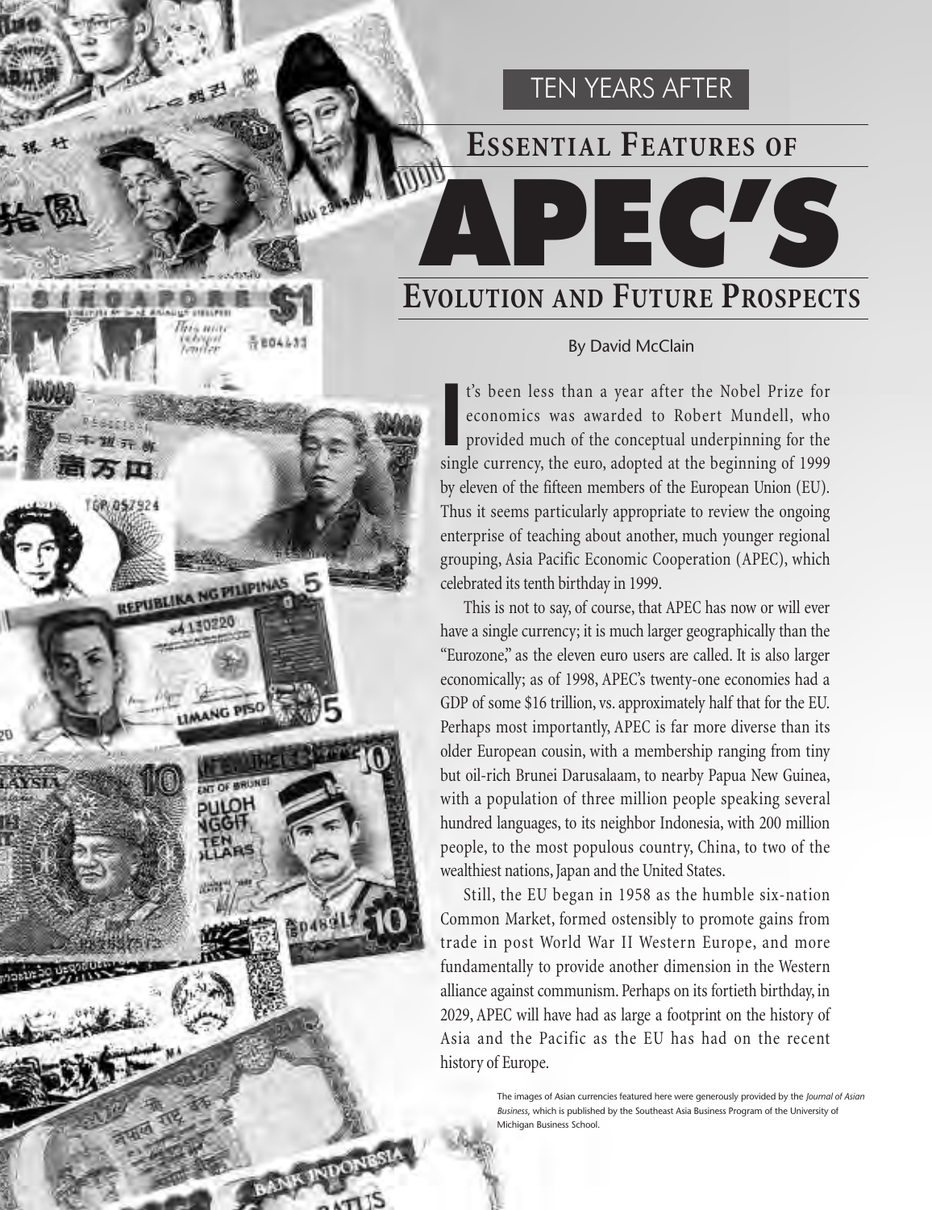TEN YEARS AFTER

# Essential Features of APEC'S Evolution and Future Prospects

By David McClain

It's been less than a year after the Nobel Prize for economics was awarded to Robert Mundell, who provided much of the conceptual underpinning for the single currency, the euro, adopted at the beginning of 1999 by eleven of the fifteen members of the European Union (EU). Thus it seems particularly appropriate to review the ongoing enterprise of teaching about another, much younger regional grouping, Asia Pacific Economic Cooperation (APEC), which celebrated its tenth birthday in 1999.

This is not to say, of course, that APEC has now or will ever have a single currency; it is much larger geographically than the "Eurozone," as the eleven euro users are called. It is also larger economically; as of 1998, APEC's twenty-one economies had a GDP of some $16 trillion, vs. approximately half that for the EU. Perhaps most importantly, APEC is far more diverse than its older European cousin, with a membership ranging from tiny but oil-rich Brunei Darusalaam, to nearby Papua New Guinea, with a population of three million people speaking several hundred languages, to its neighbor Indonesia, with 200 million people, to the most populous country, China, to two of the wealthiest nations, Japan and the United States.

Still, the EU began in 1958 as the humble six-nation Common Market, formed ostensibly to promote gains from trade in post World War II Western Europe, and more fundamentally to provide another dimension in the Western alliance against communism. Perhaps on its fortieth birthday, in 2029, APEC will have had as large a footprint on the history of Asia and the Pacific as the EU has had on the recent history of Europe.

The images of Asian currencies featured here were generously provided by the *Journal of Asian Business*, which is published by the Southeast Asia Business Program of the University of Michigan Business School.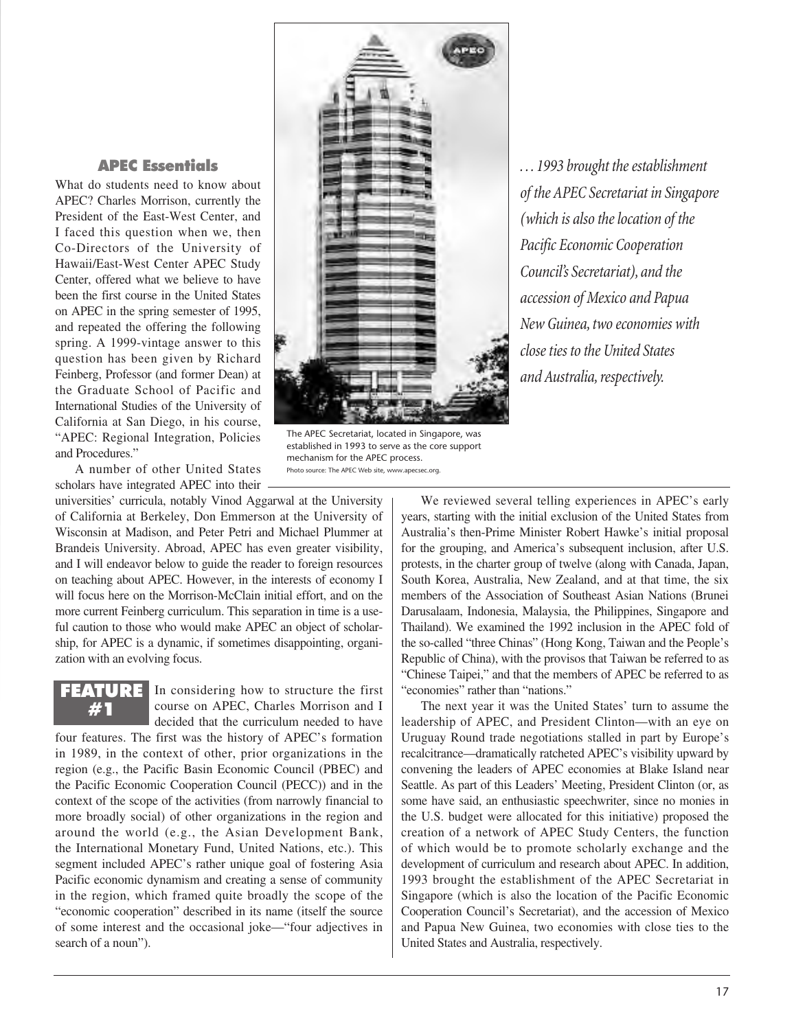### APEC Essentials

What do students need to know about APEC? Charles Morrison, currently the President of the East-West Center, and I faced this question when we, then Co-Directors of the University of Hawaii/East-West Center APEC Study Center, offered what we believe to have been the first course in the United States on APEC in the spring semester of 1995, and repeated the offering the following spring. A 1999-vintage answer to this question has been given by Richard Feinberg, Professor (and former Dean) at the Graduate School of Pacific and International Studies of the University of California at San Diego, in his course, "APEC: Regional Integration, Policies and Procedures."

A number of other United States scholars have integrated APEC into their universities' curricula, notably Vinod Aggarwal at the University of California at Berkeley, Don Emmerson at the University of Wisconsin at Madison, and Peter Petri and Michael Plummer at Brandeis University. Abroad, APEC has even greater visibility, and I will endeavor below to guide the reader to foreign resources on teaching about APEC. However, in the interests of economy I will focus here on the Morrison-McClain initial effort, and on the more current Feinberg curriculum. This separation in time is a useful caution to those who would make APEC an object of scholarship, for APEC is a dynamic, if sometimes disappointing, organization with an evolving focus.

The APEC Secretariat, located in Singapore, was established in 1993 to serve as the core support mechanism for the APEC process. Photo source: The APEC Web site, www.apecsec.org.

*. . . 1993 brought the establishment of the APEC Secretariat in Singapore (which is also the location of the Pacific Economic Cooperation Council's Secretariat), and the accession of Mexico and Papua New Guinea, two economies with close ties to the United States and Australia, respectively.*

**FEATURE #1** In considering how to structure the first course on APEC, Charles Morrison and I decided that the curriculum needed to have four features. The first was the history of APEC's formation in 1989, in the context of other, prior organizations in the region (e.g., the Pacific Basin Economic Council (PBEC) and the Pacific Economic Cooperation Council (PECC)) and in the context of the scope of the activities (from narrowly financial to more broadly social) of other organizations in the region and around the world (e.g., the Asian Development Bank, the International Monetary Fund, United Nations, etc.). This segment included APEC's rather unique goal of fostering Asia Pacific economic dynamism and creating a sense of community in the region, which framed quite broadly the scope of the "economic cooperation" described in its name (itself the source of some interest and the occasional joke—"four adjectives in search of a noun").

We reviewed several telling experiences in APEC's early years, starting with the initial exclusion of the United States from Australia's then-Prime Minister Robert Hawke's initial proposal for the grouping, and America's subsequent inclusion, after U.S. protests, in the charter group of twelve (along with Canada, Japan, South Korea, Australia, New Zealand, and at that time, the six members of the Association of Southeast Asian Nations (Brunei Darusalaam, Indonesia, Malaysia, the Philippines, Singapore and Thailand). We examined the 1992 inclusion in the APEC fold of the so-called "three Chinas" (Hong Kong, Taiwan and the People's Republic of China), with the provisos that Taiwan be referred to as "Chinese Taipei," and that the members of APEC be referred to as "economies" rather than "nations."

The next year it was the United States' turn to assume the leadership of APEC, and President Clinton—with an eye on Uruguay Round trade negotiations stalled in part by Europe's recalcitrance—dramatically ratcheted APEC's visibility upward by convening the leaders of APEC economies at Blake Island near Seattle. As part of this Leaders' Meeting, President Clinton (or, as some have said, an enthusiastic speechwriter, since no monies in the U.S. budget were allocated for this initiative) proposed the creation of a network of APEC Study Centers, the function of which would be to promote scholarly exchange and the development of curriculum and research about APEC. In addition, 1993 brought the establishment of the APEC Secretariat in Singapore (which is also the location of the Pacific Economic Cooperation Council's Secretariat), and the accession of Mexico and Papua New Guinea, two economies with close ties to the United States and Australia, respectively.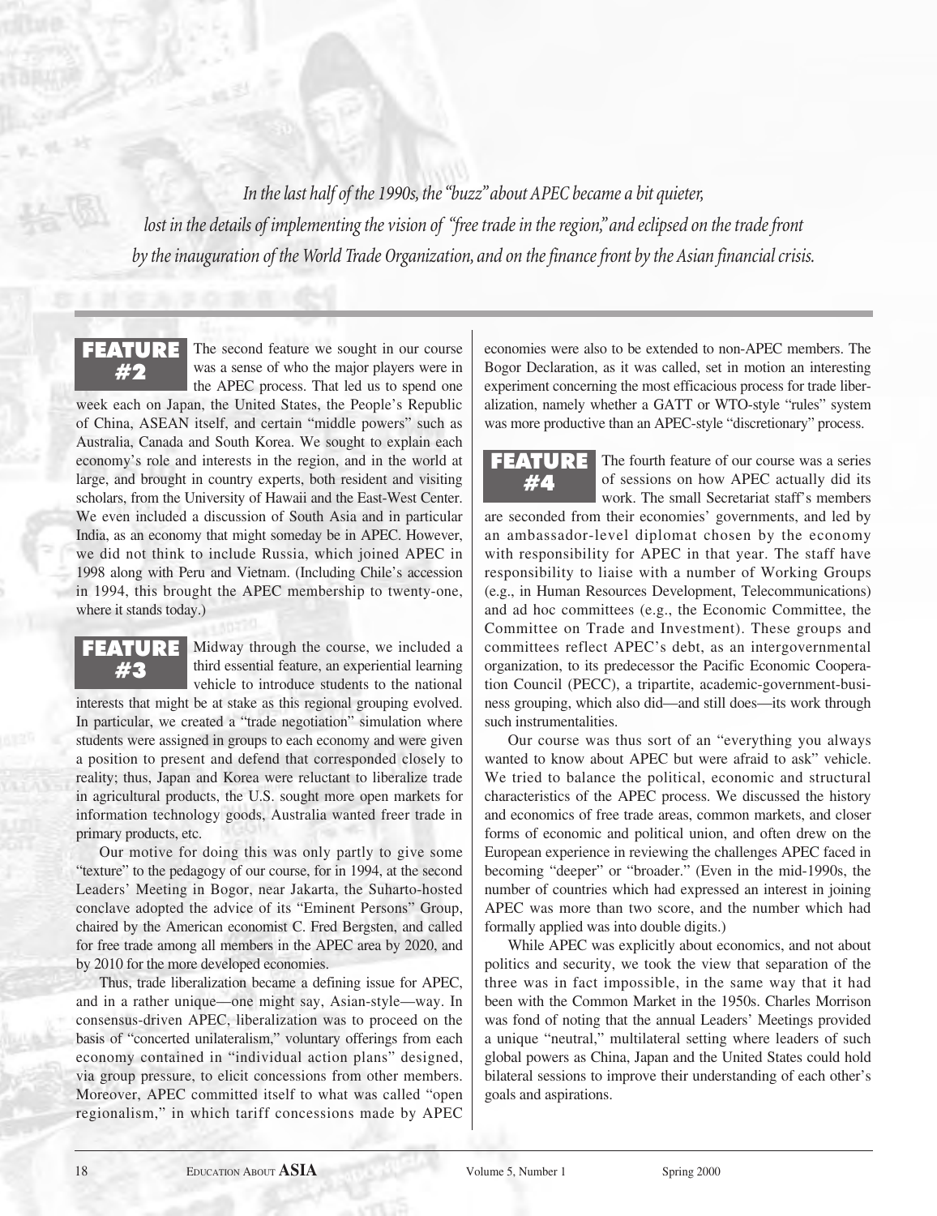*In the last half of the 1990s, the "buzz" about APEC became a bit quieter, lost in the details of implementing the vision of "free trade in the region," and eclipsed on the trade front by the inauguration of the World Trade Organization, and on the finance front by the Asian financial crisis.*

**FEATURE #2** The second feature we sought in our course was a sense of who the major players were in the APEC process. That led us to spend one week each on Japan, the United States, the People's Republic of China, ASEAN itself, and certain "middle powers" such as Australia, Canada and South Korea. We sought to explain each economy's role and interests in the region, and in the world at large, and brought in country experts, both resident and visiting scholars, from the University of Hawaii and the East-West Center. We even included a discussion of South Asia and in particular India, as an economy that might someday be in APEC. However, we did not think to include Russia, which joined APEC in 1998 along with Peru and Vietnam. (Including Chile's accession in 1994, this brought the APEC membership to twenty-one, where it stands today.)

**FEATURE #3** Midway through the course, we included a third essential feature, an experiential learning vehicle to introduce students to the national interests that might be at stake as this regional grouping evolved. In particular, we created a "trade negotiation" simulation where students were assigned in groups to each economy and were given a position to present and defend that corresponded closely to reality; thus, Japan and Korea were reluctant to liberalize trade in agricultural products, the U.S. sought more open markets for information technology goods, Australia wanted freer trade in primary products, etc.

Our motive for doing this was only partly to give some "texture" to the pedagogy of our course, for in 1994, at the second Leaders' Meeting in Bogor, near Jakarta, the Suharto-hosted conclave adopted the advice of its "Eminent Persons" Group, chaired by the American economist C. Fred Bergsten, and called for free trade among all members in the APEC area by 2020, and by 2010 for the more developed economies.

Thus, trade liberalization became a defining issue for APEC, and in a rather unique—one might say, Asian-style—way. In consensus-driven APEC, liberalization was to proceed on the basis of "concerted unilateralism," voluntary offerings from each economy contained in "individual action plans" designed, via group pressure, to elicit concessions from other members. Moreover, APEC committed itself to what was called "open regionalism," in which tariff concessions made by APEC economies were also to be extended to non-APEC members. The Bogor Declaration, as it was called, set in motion an interesting experiment concerning the most efficacious process for trade liberalization, namely whether a GATT or WTO-style "rules" system was more productive than an APEC-style "discretionary" process.

**FEATURE #4** The fourth feature of our course was a series of sessions on how APEC actually did its work. The small Secretariat staff's members are seconded from their economies' governments, and led by an ambassador-level diplomat chosen by the economy with responsibility for APEC in that year. The staff have responsibility to liaise with a number of Working Groups (e.g., in Human Resources Development, Telecommunications) and ad hoc committees (e.g., the Economic Committee, the Committee on Trade and Investment). These groups and committees reflect APEC's debt, as an intergovernmental organization, to its predecessor the Pacific Economic Cooperation Council (PECC), a tripartite, academic-government-business grouping, which also did—and still does—its work through such instrumentalities.

Our course was thus sort of an "everything you always wanted to know about APEC but were afraid to ask" vehicle. We tried to balance the political, economic and structural characteristics of the APEC process. We discussed the history and economics of free trade areas, common markets, and closer forms of economic and political union, and often drew on the European experience in reviewing the challenges APEC faced in becoming "deeper" or "broader." (Even in the mid-1990s, the number of countries which had expressed an interest in joining APEC was more than two score, and the number which had formally applied was into double digits.)

While APEC was explicitly about economics, and not about politics and security, we took the view that separation of the three was in fact impossible, in the same way that it had been with the Common Market in the 1950s. Charles Morrison was fond of noting that the annual Leaders' Meetings provided a unique "neutral," multilateral setting where leaders of such global powers as China, Japan and the United States could hold bilateral sessions to improve their understanding of each other's goals and aspirations.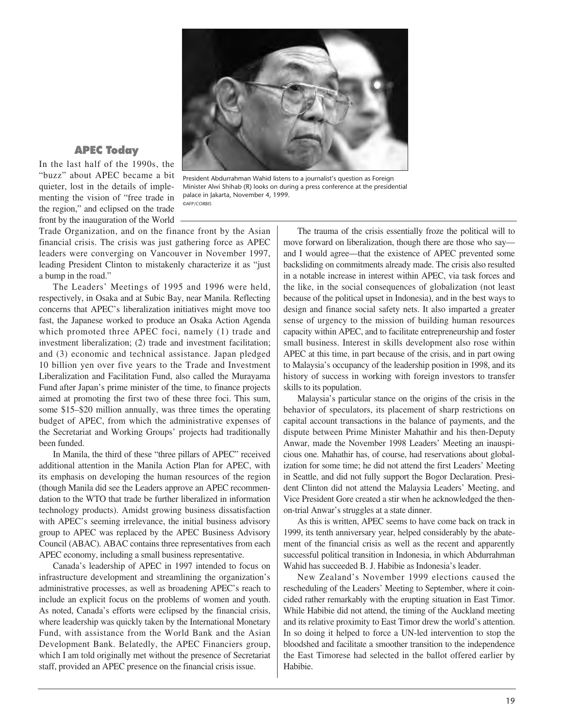## APEC Today

In the last half of the 1990s, the "buzz" about APEC became a bit quieter, lost in the details of implementing the vision of "free trade in the region," and eclipsed on the trade front by the inauguration of the World Trade Organization, and on the finance front by the Asian financial crisis. The crisis was just gathering force as APEC leaders were converging on Vancouver in November 1997, leading President Clinton to mistakenly characterize it as "just a bump in the road."

President Abdurrahman Wahid listens to a journalist's question as Foreign Minister Alwi Shihab (R) looks on during a press conference at the presidential palace in Jakarta, November 4, 1999.
©AFP/CORBIS

The Leaders' Meetings of 1995 and 1996 were held, respectively, in Osaka and at Subic Bay, near Manila. Reflecting concerns that APEC's liberalization initiatives might move too fast, the Japanese worked to produce an Osaka Action Agenda which promoted three APEC foci, namely (1) trade and investment liberalization; (2) trade and investment facilitation; and (3) economic and technical assistance. Japan pledged 10 billion yen over five years to the Trade and Investment Liberalization and Facilitation Fund, also called the Murayama Fund after Japan's prime minister of the time, to finance projects aimed at promoting the first two of these three foci. This sum, some $15–$20 million annually, was three times the operating budget of APEC, from which the administrative expenses of the Secretariat and Working Groups' projects had traditionally been funded.

In Manila, the third of these "three pillars of APEC" received additional attention in the Manila Action Plan for APEC, with its emphasis on developing the human resources of the region (though Manila did see the Leaders approve an APEC recommendation to the WTO that trade be further liberalized in information technology products). Amidst growing business dissatisfaction with APEC's seeming irrelevance, the initial business advisory group to APEC was replaced by the APEC Business Advisory Council (ABAC). ABAC contains three representatives from each APEC economy, including a small business representative.

Canada's leadership of APEC in 1997 intended to focus on infrastructure development and streamlining the organization's administrative processes, as well as broadening APEC's reach to include an explicit focus on the problems of women and youth. As noted, Canada's efforts were eclipsed by the financial crisis, where leadership was quickly taken by the International Monetary Fund, with assistance from the World Bank and the Asian Development Bank. Belatedly, the APEC Financiers group, which I am told originally met without the presence of Secretariat staff, provided an APEC presence on the financial crisis issue.

The trauma of the crisis essentially froze the political will to move forward on liberalization, though there are those who say—and I would agree—that the existence of APEC prevented some backsliding on commitments already made. The crisis also resulted in a notable increase in interest within APEC, via task forces and the like, in the social consequences of globalization (not least because of the political upset in Indonesia), and in the best ways to design and finance social safety nets. It also imparted a greater sense of urgency to the mission of building human resources capacity within APEC, and to facilitate entrepreneurship and foster small business. Interest in skills development also rose within APEC at this time, in part because of the crisis, and in part owing to Malaysia's occupancy of the leadership position in 1998, and its history of success in working with foreign investors to transfer skills to its population.

Malaysia's particular stance on the origins of the crisis in the behavior of speculators, its placement of sharp restrictions on capital account transactions in the balance of payments, and the dispute between Prime Minister Mahathir and his then-Deputy Anwar, made the November 1998 Leaders' Meeting an inauspicious one. Mahathir has, of course, had reservations about globalization for some time; he did not attend the first Leaders' Meeting in Seattle, and did not fully support the Bogor Declaration. President Clinton did not attend the Malaysia Leaders' Meeting, and Vice President Gore created a stir when he acknowledged the then-on-trial Anwar's struggles at a state dinner.

As this is written, APEC seems to have come back on track in 1999, its tenth anniversary year, helped considerably by the abatement of the financial crisis as well as the recent and apparently successful political transition in Indonesia, in which Abdurrahman Wahid has succeeded B. J. Habibie as Indonesia's leader.

New Zealand's November 1999 elections caused the rescheduling of the Leaders' Meeting to September, where it coincided rather remarkably with the erupting situation in East Timor. While Habibie did not attend, the timing of the Auckland meeting and its relative proximity to East Timor drew the world's attention. In so doing it helped to force a UN-led intervention to stop the bloodshed and facilitate a smoother transition to the independence the East Timorese had selected in the ballot offered earlier by Habibie.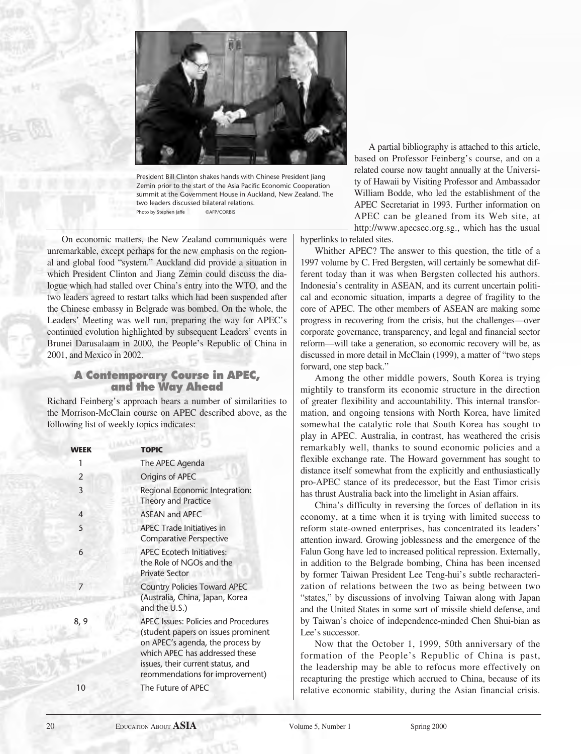President Bill Clinton shakes hands with Chinese President Jiang Zemin prior to the start of the Asia Pacific Economic Cooperation summit at the Government House in Auckland, New Zealand. The two leaders discussed bilateral relations.
Photo by Stephen Jaffe ©AFP/CORBIS

On economic matters, the New Zealand communiqués were unremarkable, except perhaps for the new emphasis on the regional and global food "system." Auckland did provide a situation in which President Clinton and Jiang Zemin could discuss the dialogue which had stalled over China's entry into the WTO, and the two leaders agreed to restart talks which had been suspended after the Chinese embassy in Belgrade was bombed. On the whole, the Leaders' Meeting was well run, preparing the way for APEC's continued evolution highlighted by subsequent Leaders' events in Brunei Darussalaam in 2000, the People's Republic of China in 2001, and Mexico in 2002.

## A Contemporary Course in APEC, and the Way Ahead

Richard Feinberg's approach bears a number of similarities to the Morrison-McClain course on APEC described above, as the following list of weekly topics indicates:

| WEEK | TOPIC |
|---|---|
| 1 | The APEC Agenda |
| 2 | Origins of APEC |
| 3 | Regional Economic Integration: Theory and Practice |
| 4 | ASEAN and APEC |
| 5 | APEC Trade Initiatives in Comparative Perspective |
| 6 | APEC Ecotech Initiatives: the Role of NGOs and the Private Sector |
| 7 | Country Policies Toward APEC (Australia, China, Japan, Korea and the U.S.) |
| 8, 9 | APEC Issues: Policies and Procedures (student papers on issues prominent on APEC's agenda, the process by which APEC has addressed these issues, their current status, and reommendations for improvement) |
| 10 | The Future of APEC |

A partial bibliography is attached to this article, based on Professor Feinberg's course, and on a related course now taught annually at the University of Hawaii by Visiting Professor and Ambassador William Bodde, who led the establishment of the APEC Secretariat in 1993. Further information on APEC can be gleaned from its Web site, at http://www.apecsec.org.sg., which has the usual hyperlinks to related sites.

Whither APEC? The answer to this question, the title of a 1997 volume by C. Fred Bergsten, will certainly be somewhat different today than it was when Bergsten collected his authors. Indonesia's centrality in ASEAN, and its current uncertain political and economic situation, imparts a degree of fragility to the core of APEC. The other members of ASEAN are making some progress in recovering from the crisis, but the challenges—over corporate governance, transparency, and legal and financial sector reform—will take a generation, so economic recovery will be, as discussed in more detail in McClain (1999), a matter of "two steps forward, one step back."

Among the other middle powers, South Korea is trying mightily to transform its economic structure in the direction of greater flexibility and accountability. This internal transformation, and ongoing tensions with North Korea, have limited somewhat the catalytic role that South Korea has sought to play in APEC. Australia, in contrast, has weathered the crisis remarkably well, thanks to sound economic policies and a flexible exchange rate. The Howard government has sought to distance itself somewhat from the explicitly and enthusiastically pro-APEC stance of its predecessor, but the East Timor crisis has thrust Australia back into the limelight in Asian affairs.

China's difficulty in reversing the forces of deflation in its economy, at a time when it is trying with limited success to reform state-owned enterprises, has concentrated its leaders' attention inward. Growing joblessness and the emergence of the Falun Gong have led to increased political repression. Externally, in addition to the Belgrade bombing, China has been incensed by former Taiwan President Lee Teng-hui's subtle recharacterization of relations between the two as being between two "states," by discussions of involving Taiwan along with Japan and the United States in some sort of missile shield defense, and by Taiwan's choice of independence-minded Chen Shui-bian as Lee's successor.

Now that the October 1, 1999, 50th anniversary of the formation of the People's Republic of China is past, the leadership may be able to refocus more effectively on recapturing the prestige which accrued to China, because of its relative economic stability, during the Asian financial crisis.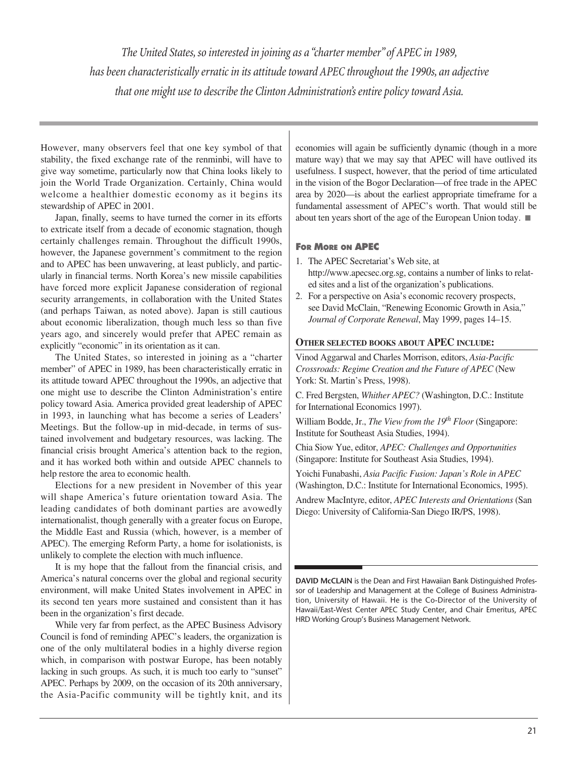*The United States, so interested in joining as a "charter member" of APEC in 1989, has been characteristically erratic in its attitude toward APEC throughout the 1990s, an adjective that one might use to describe the Clinton Administration's entire policy toward Asia.*

However, many observers feel that one key symbol of that stability, the fixed exchange rate of the renminbi, will have to give way sometime, particularly now that China looks likely to join the World Trade Organization. Certainly, China would welcome a healthier domestic economy as it begins its stewardship of APEC in 2001.

Japan, finally, seems to have turned the corner in its efforts to extricate itself from a decade of economic stagnation, though certainly challenges remain. Throughout the difficult 1990s, however, the Japanese government's commitment to the region and to APEC has been unwavering, at least publicly, and particularly in financial terms. North Korea's new missile capabilities have forced more explicit Japanese consideration of regional security arrangements, in collaboration with the United States (and perhaps Taiwan, as noted above). Japan is still cautious about economic liberalization, though much less so than five years ago, and sincerely would prefer that APEC remain as explicitly "economic" in its orientation as it can.

The United States, so interested in joining as a "charter member" of APEC in 1989, has been characteristically erratic in its attitude toward APEC throughout the 1990s, an adjective that one might use to describe the Clinton Administration's entire policy toward Asia. America provided great leadership of APEC in 1993, in launching what has become a series of Leaders' Meetings. But the follow-up in mid-decade, in terms of sustained involvement and budgetary resources, was lacking. The financial crisis brought America's attention back to the region, and it has worked both within and outside APEC channels to help restore the area to economic health.

Elections for a new president in November of this year will shape America's future orientation toward Asia. The leading candidates of both dominant parties are avowedly internationalist, though generally with a greater focus on Europe, the Middle East and Russia (which, however, is a member of APEC). The emerging Reform Party, a home for isolationists, is unlikely to complete the election with much influence.

It is my hope that the fallout from the financial crisis, and America's natural concerns over the global and regional security environment, will make United States involvement in APEC in its second ten years more sustained and consistent than it has been in the organization's first decade.

While very far from perfect, as the APEC Business Advisory Council is fond of reminding APEC's leaders, the organization is one of the only multilateral bodies in a highly diverse region which, in comparison with postwar Europe, has been notably lacking in such groups. As such, it is much too early to "sunset" APEC. Perhaps by 2009, on the occasion of its 20th anniversary, the Asia-Pacific community will be tightly knit, and its economies will again be sufficiently dynamic (though in a more mature way) that we may say that APEC will have outlived its usefulness. I suspect, however, that the period of time articulated in the vision of the Bogor Declaration—of free trade in the APEC area by 2020—is about the earliest appropriate timeframe for a fundamental assessment of APEC's worth. That would still be about ten years short of the age of the European Union today. ■

### For More on APEC

1. The APEC Secretariat's Web site, at http://www.apecsec.org.sg, contains a number of links to related sites and a list of the organization's publications.
2. For a perspective on Asia's economic recovery prospects, see David McClain, "Renewing Economic Growth in Asia," *Journal of Corporate Renewal*, May 1999, pages 14–15.

### Other selected books about APEC include:

Vinod Aggarwal and Charles Morrison, editors, *Asia-Pacific Crossroads: Regime Creation and the Future of APEC* (New York: St. Martin's Press, 1998).

C. Fred Bergsten, *Whither APEC?* (Washington, D.C.: Institute for International Economics 1997).

William Bodde, Jr., *The View from the 19th Floor* (Singapore: Institute for Southeast Asia Studies, 1994).

Chia Siow Yue, editor, *APEC: Challenges and Opportunities* (Singapore: Institute for Southeast Asia Studies, 1994).

Yoichi Funabashi, *Asia Pacific Fusion: Japan's Role in APEC* (Washington, D.C.: Institute for International Economics, 1995).

Andrew MacIntyre, editor, *APEC Interests and Orientations* (San Diego: University of California-San Diego IR/PS, 1998).

---

**DAVID McCLAIN** is the Dean and First Hawaiian Bank Distinguished Professor of Leadership and Management at the College of Business Administration, University of Hawaii. He is the Co-Director of the University of Hawaii/East-West Center APEC Study Center, and Chair Emeritus, APEC HRD Working Group's Business Management Network.